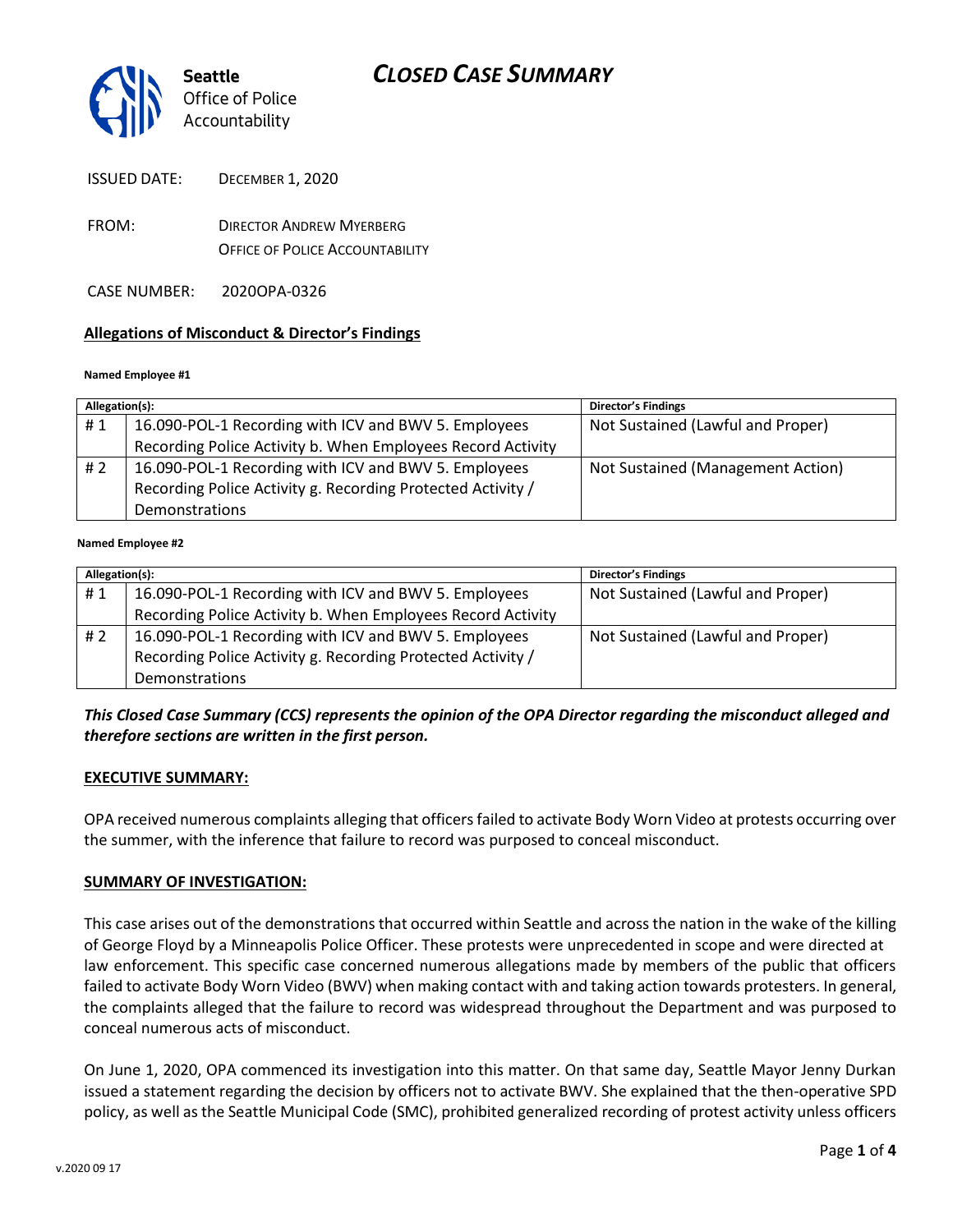Seattle Office of Police Accountability

# CLOSED CASE SUMMARY

ISSUED DATE: DECEMBER 1, 2020

FROM: DIRECTOR ANDREW MYERBERG
OFFICE OF POLICE ACCOUNTABILITY

CASE NUMBER: 2020OPA-0326

## Allegations of Misconduct & Director's Findings

**Named Employee #1**

| Allegation(s): | | Director's Findings |
|---|---|---|
| # 1 | 16.090-POL-1 Recording with ICV and BWV 5. Employees Recording Police Activity b. When Employees Record Activity | Not Sustained (Lawful and Proper) |
| # 2 | 16.090-POL-1 Recording with ICV and BWV 5. Employees Recording Police Activity g. Recording Protected Activity / Demonstrations | Not Sustained (Management Action) |

**Named Employee #2**

| Allegation(s): | | Director's Findings |
|---|---|---|
| # 1 | 16.090-POL-1 Recording with ICV and BWV 5. Employees Recording Police Activity b. When Employees Record Activity | Not Sustained (Lawful and Proper) |
| # 2 | 16.090-POL-1 Recording with ICV and BWV 5. Employees Recording Police Activity g. Recording Protected Activity / Demonstrations | Not Sustained (Lawful and Proper) |

***This Closed Case Summary (CCS) represents the opinion of the OPA Director regarding the misconduct alleged and therefore sections are written in the first person.***

### EXECUTIVE SUMMARY:

OPA received numerous complaints alleging that officers failed to activate Body Worn Video at protests occurring over the summer, with the inference that failure to record was purposed to conceal misconduct.

### SUMMARY OF INVESTIGATION:

This case arises out of the demonstrations that occurred within Seattle and across the nation in the wake of the killing of George Floyd by a Minneapolis Police Officer. These protests were unprecedented in scope and were directed at law enforcement. This specific case concerned numerous allegations made by members of the public that officers failed to activate Body Worn Video (BWV) when making contact with and taking action towards protesters. In general, the complaints alleged that the failure to record was widespread throughout the Department and was purposed to conceal numerous acts of misconduct.

On June 1, 2020, OPA commenced its investigation into this matter. On that same day, Seattle Mayor Jenny Durkan issued a statement regarding the decision by officers not to activate BWV. She explained that the then-operative SPD policy, as well as the Seattle Municipal Code (SMC), prohibited generalized recording of protest activity unless officers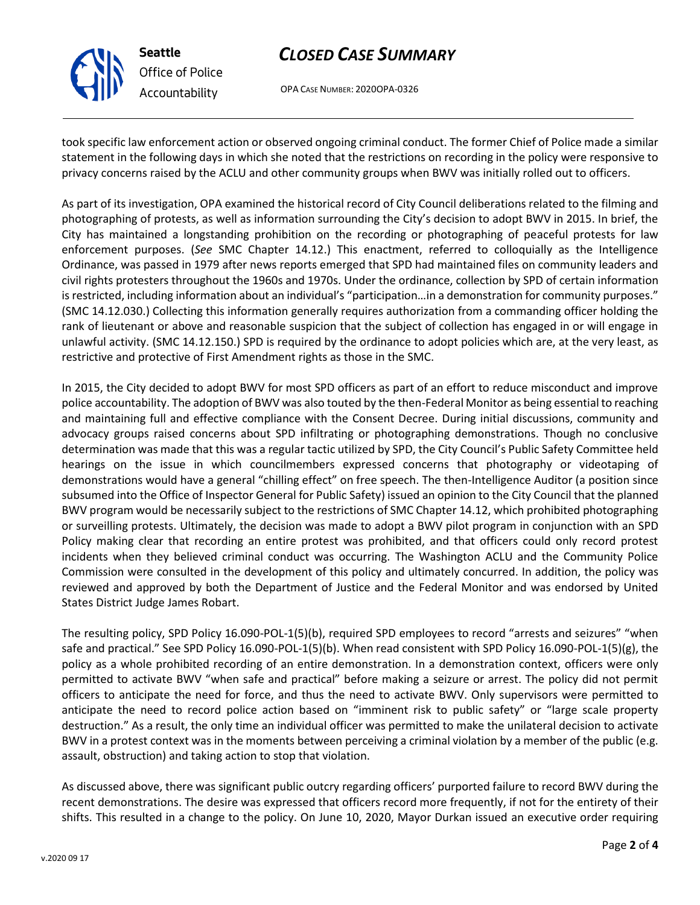took specific law enforcement action or observed ongoing criminal conduct. The former Chief of Police made a similar statement in the following days in which she noted that the restrictions on recording in the policy were responsive to privacy concerns raised by the ACLU and other community groups when BWV was initially rolled out to officers.

As part of its investigation, OPA examined the historical record of City Council deliberations related to the filming and photographing of protests, as well as information surrounding the City's decision to adopt BWV in 2015. In brief, the City has maintained a longstanding prohibition on the recording or photographing of peaceful protests for law enforcement purposes. (*See* SMC Chapter 14.12.) This enactment, referred to colloquially as the Intelligence Ordinance, was passed in 1979 after news reports emerged that SPD had maintained files on community leaders and civil rights protesters throughout the 1960s and 1970s. Under the ordinance, collection by SPD of certain information is restricted, including information about an individual's "participation…in a demonstration for community purposes." (SMC 14.12.030.) Collecting this information generally requires authorization from a commanding officer holding the rank of lieutenant or above and reasonable suspicion that the subject of collection has engaged in or will engage in unlawful activity. (SMC 14.12.150.) SPD is required by the ordinance to adopt policies which are, at the very least, as restrictive and protective of First Amendment rights as those in the SMC.

In 2015, the City decided to adopt BWV for most SPD officers as part of an effort to reduce misconduct and improve police accountability. The adoption of BWV was also touted by the then-Federal Monitor as being essential to reaching and maintaining full and effective compliance with the Consent Decree. During initial discussions, community and advocacy groups raised concerns about SPD infiltrating or photographing demonstrations. Though no conclusive determination was made that this was a regular tactic utilized by SPD, the City Council's Public Safety Committee held hearings on the issue in which councilmembers expressed concerns that photography or videotaping of demonstrations would have a general "chilling effect" on free speech. The then-Intelligence Auditor (a position since subsumed into the Office of Inspector General for Public Safety) issued an opinion to the City Council that the planned BWV program would be necessarily subject to the restrictions of SMC Chapter 14.12, which prohibited photographing or surveilling protests. Ultimately, the decision was made to adopt a BWV pilot program in conjunction with an SPD Policy making clear that recording an entire protest was prohibited, and that officers could only record protest incidents when they believed criminal conduct was occurring. The Washington ACLU and the Community Police Commission were consulted in the development of this policy and ultimately concurred. In addition, the policy was reviewed and approved by both the Department of Justice and the Federal Monitor and was endorsed by United States District Judge James Robart.

The resulting policy, SPD Policy 16.090-POL-1(5)(b), required SPD employees to record "arrests and seizures" "when safe and practical." See SPD Policy 16.090-POL-1(5)(b). When read consistent with SPD Policy 16.090-POL-1(5)(g), the policy as a whole prohibited recording of an entire demonstration. In a demonstration context, officers were only permitted to activate BWV "when safe and practical" before making a seizure or arrest. The policy did not permit officers to anticipate the need for force, and thus the need to activate BWV. Only supervisors were permitted to anticipate the need to record police action based on "imminent risk to public safety" or "large scale property destruction." As a result, the only time an individual officer was permitted to make the unilateral decision to activate BWV in a protest context was in the moments between perceiving a criminal violation by a member of the public (e.g. assault, obstruction) and taking action to stop that violation.

As discussed above, there was significant public outcry regarding officers' purported failure to record BWV during the recent demonstrations. The desire was expressed that officers record more frequently, if not for the entirety of their shifts. This resulted in a change to the policy. On June 10, 2020, Mayor Durkan issued an executive order requiring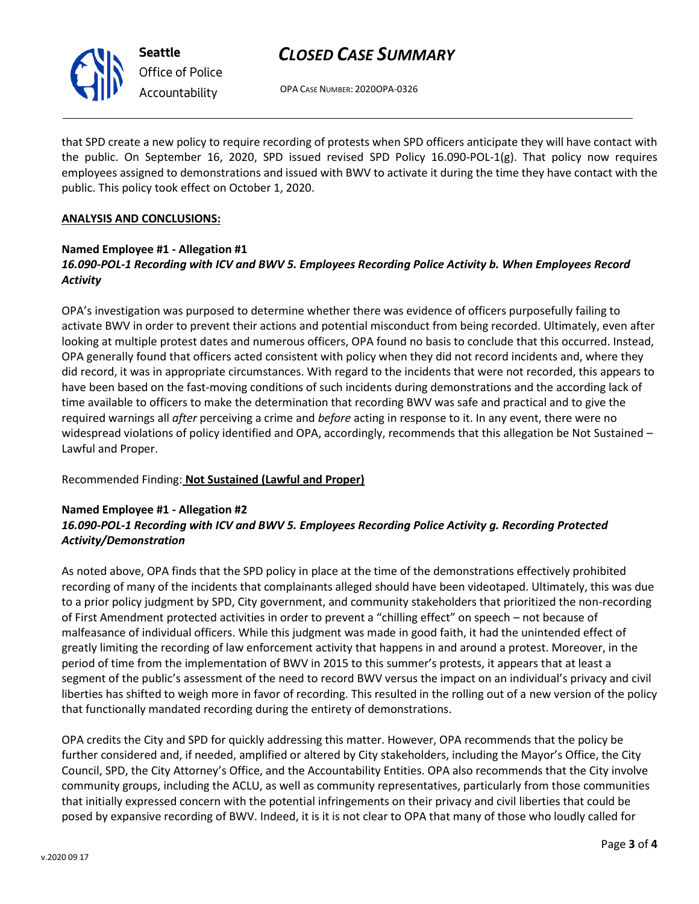that SPD create a new policy to require recording of protests when SPD officers anticipate they will have contact with the public. On September 16, 2020, SPD issued revised SPD Policy 16.090-POL-1(g). That policy now requires employees assigned to demonstrations and issued with BWV to activate it during the time they have contact with the public. This policy took effect on October 1, 2020.

**ANALYSIS AND CONCLUSIONS:**

**Named Employee #1 - Allegation #1**
***16.090-POL-1 Recording with ICV and BWV 5. Employees Recording Police Activity b. When Employees Record Activity***

OPA's investigation was purposed to determine whether there was evidence of officers purposefully failing to activate BWV in order to prevent their actions and potential misconduct from being recorded. Ultimately, even after looking at multiple protest dates and numerous officers, OPA found no basis to conclude that this occurred. Instead, OPA generally found that officers acted consistent with policy when they did not record incidents and, where they did record, it was in appropriate circumstances. With regard to the incidents that were not recorded, this appears to have been based on the fast-moving conditions of such incidents during demonstrations and the according lack of time available to officers to make the determination that recording BWV was safe and practical and to give the required warnings all *after* perceiving a crime and *before* acting in response to it. In any event, there were no widespread violations of policy identified and OPA, accordingly, recommends that this allegation be Not Sustained – Lawful and Proper.

Recommended Finding: **Not Sustained (Lawful and Proper)**

**Named Employee #1 - Allegation #2**
***16.090-POL-1 Recording with ICV and BWV 5. Employees Recording Police Activity g. Recording Protected Activity/Demonstration***

As noted above, OPA finds that the SPD policy in place at the time of the demonstrations effectively prohibited recording of many of the incidents that complainants alleged should have been videotaped. Ultimately, this was due to a prior policy judgment by SPD, City government, and community stakeholders that prioritized the non-recording of First Amendment protected activities in order to prevent a "chilling effect" on speech – not because of malfeasance of individual officers. While this judgment was made in good faith, it had the unintended effect of greatly limiting the recording of law enforcement activity that happens in and around a protest. Moreover, in the period of time from the implementation of BWV in 2015 to this summer's protests, it appears that at least a segment of the public's assessment of the need to record BWV versus the impact on an individual's privacy and civil liberties has shifted to weigh more in favor of recording. This resulted in the rolling out of a new version of the policy that functionally mandated recording during the entirety of demonstrations.

OPA credits the City and SPD for quickly addressing this matter. However, OPA recommends that the policy be further considered and, if needed, amplified or altered by City stakeholders, including the Mayor's Office, the City Council, SPD, the City Attorney's Office, and the Accountability Entities. OPA also recommends that the City involve community groups, including the ACLU, as well as community representatives, particularly from those communities that initially expressed concern with the potential infringements on their privacy and civil liberties that could be posed by expansive recording of BWV. Indeed, it is it is not clear to OPA that many of those who loudly called for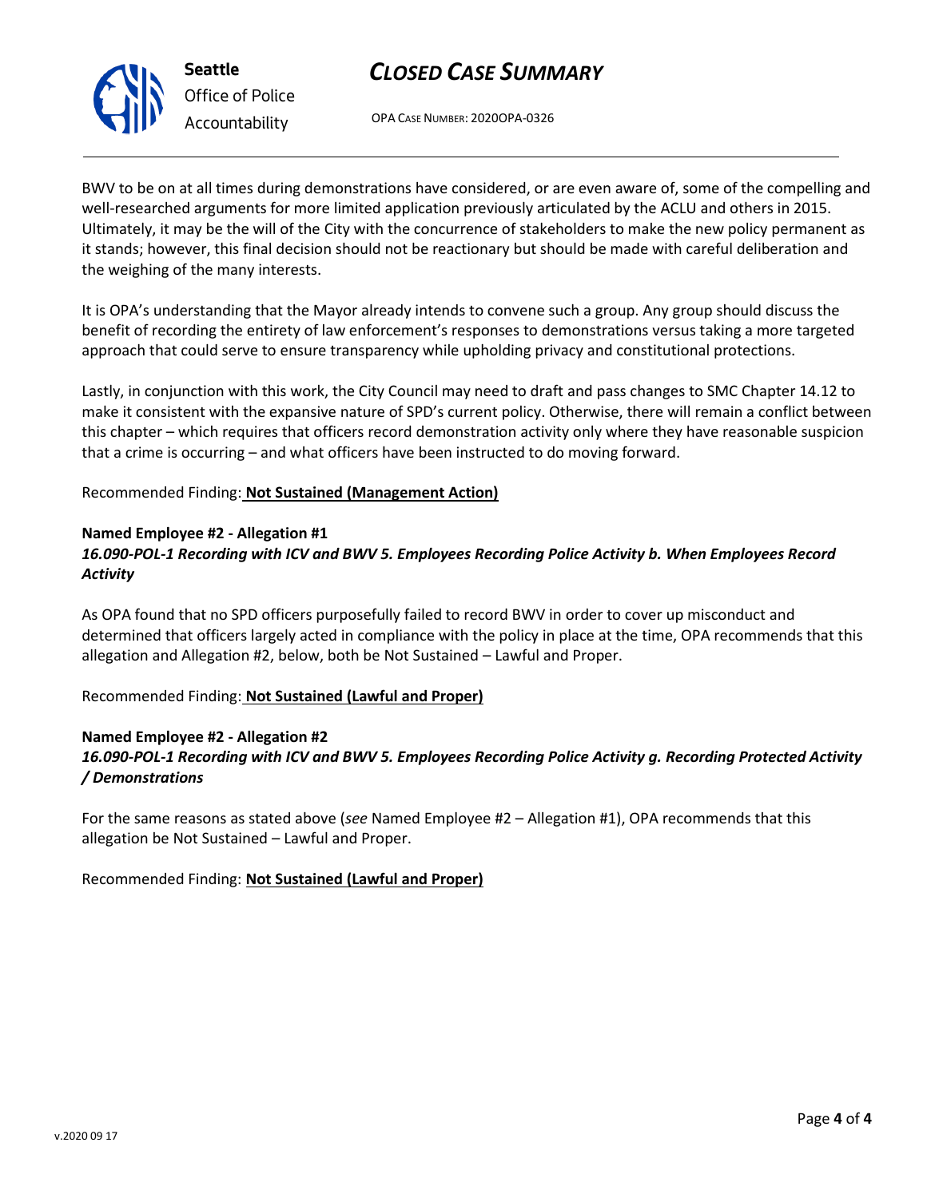BWV to be on at all times during demonstrations have considered, or are even aware of, some of the compelling and well-researched arguments for more limited application previously articulated by the ACLU and others in 2015. Ultimately, it may be the will of the City with the concurrence of stakeholders to make the new policy permanent as it stands; however, this final decision should not be reactionary but should be made with careful deliberation and the weighing of the many interests.

It is OPA's understanding that the Mayor already intends to convene such a group. Any group should discuss the benefit of recording the entirety of law enforcement's responses to demonstrations versus taking a more targeted approach that could serve to ensure transparency while upholding privacy and constitutional protections.

Lastly, in conjunction with this work, the City Council may need to draft and pass changes to SMC Chapter 14.12 to make it consistent with the expansive nature of SPD's current policy. Otherwise, there will remain a conflict between this chapter – which requires that officers record demonstration activity only where they have reasonable suspicion that a crime is occurring – and what officers have been instructed to do moving forward.

Recommended Finding: **Not Sustained (Management Action)**

**Named Employee #2 - Allegation #1**
***16.090-POL-1 Recording with ICV and BWV 5. Employees Recording Police Activity b. When Employees Record Activity***

As OPA found that no SPD officers purposefully failed to record BWV in order to cover up misconduct and determined that officers largely acted in compliance with the policy in place at the time, OPA recommends that this allegation and Allegation #2, below, both be Not Sustained – Lawful and Proper.

Recommended Finding: **Not Sustained (Lawful and Proper)**

**Named Employee #2 - Allegation #2**
***16.090-POL-1 Recording with ICV and BWV 5. Employees Recording Police Activity g. Recording Protected Activity / Demonstrations***

For the same reasons as stated above (*see* Named Employee #2 – Allegation #1), OPA recommends that this allegation be Not Sustained – Lawful and Proper.

Recommended Finding: **Not Sustained (Lawful and Proper)**